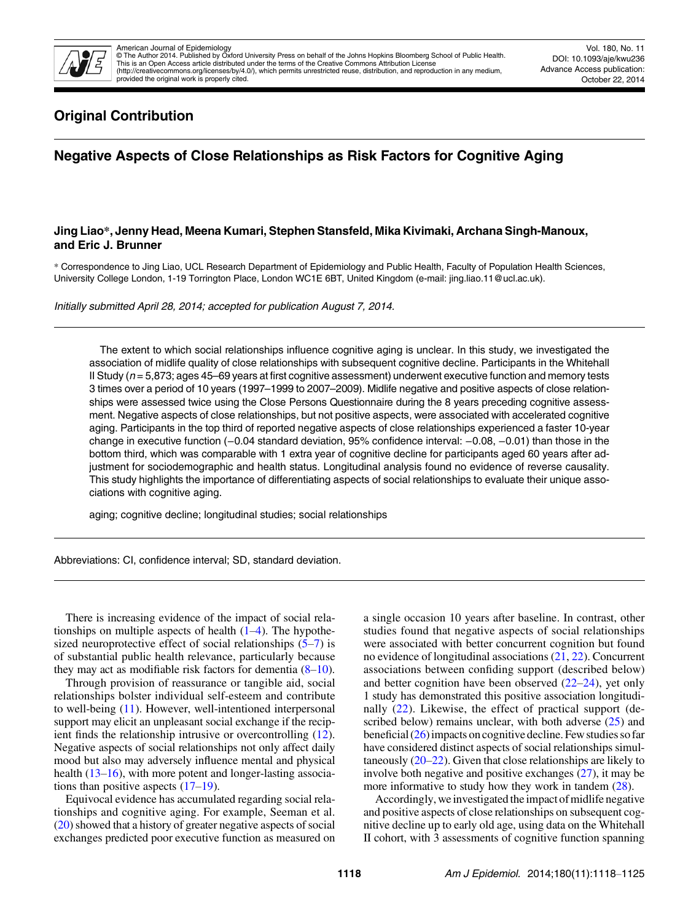## Original Contribution

# Negative Aspects of Close Relationships as Risk Factors for Cognitive Aging

**Jing Liao\*, Jenny Head, Meena Kumari, Stephen Stansfeld, Mika Kivimaki, Archana Singh-Manoux, and Eric J. Brunner**

\* Correspondence to Jing Liao, UCL Research Department of Epidemiology and Public Health, Faculty of Population Health Sciences, University College London, 1-19 Torrington Place, London WC1E 6BT, United Kingdom (e-mail: jing.liao.11@ucl.ac.uk).

*Initially submitted April 28, 2014; accepted for publication August 7, 2014.*

The extent to which social relationships influence cognitive aging is unclear. In this study, we investigated the association of midlife quality of close relationships with subsequent cognitive decline. Participants in the Whitehall II Study ($n = 5{,}873$; ages 45–69 years at first cognitive assessment) underwent executive function and memory tests 3 times over a period of 10 years (1997–1999 to 2007–2009). Midlife negative and positive aspects of close relationships were assessed twice using the Close Persons Questionnaire during the 8 years preceding cognitive assessment. Negative aspects of close relationships, but not positive aspects, were associated with accelerated cognitive aging. Participants in the top third of reported negative aspects of close relationships experienced a faster 10-year change in executive function (−0.04 standard deviation, 95% confidence interval: −0.08, −0.01) than those in the bottom third, which was comparable with 1 extra year of cognitive decline for participants aged 60 years after adjustment for sociodemographic and health status. Longitudinal analysis found no evidence of reverse causality. This study highlights the importance of differentiating aspects of social relationships to evaluate their unique associations with cognitive aging.

aging; cognitive decline; longitudinal studies; social relationships

Abbreviations: CI, confidence interval; SD, standard deviation.

There is increasing evidence of the impact of social relationships on multiple aspects of health (1–4). The hypothesized neuroprotective effect of social relationships (5–7) is of substantial public health relevance, particularly because they may act as modifiable risk factors for dementia (8–10).

Through provision of reassurance or tangible aid, social relationships bolster individual self-esteem and contribute to well-being (11). However, well-intentioned interpersonal support may elicit an unpleasant social exchange if the recipient finds the relationship intrusive or overcontrolling (12). Negative aspects of social relationships not only affect daily mood but also may adversely influence mental and physical health (13–16), with more potent and longer-lasting associations than positive aspects (17–19).

Equivocal evidence has accumulated regarding social relationships and cognitive aging. For example, Seeman et al. (20) showed that a history of greater negative aspects of social exchanges predicted poor executive function as measured on a single occasion 10 years after baseline. In contrast, other studies found that negative aspects of social relationships were associated with better concurrent cognition but found no evidence of longitudinal associations (21, 22). Concurrent associations between confiding support (described below) and better cognition have been observed (22–24), yet only 1 study has demonstrated this positive association longitudinally (22). Likewise, the effect of practical support (described below) remains unclear, with both adverse (25) and beneficial (26) impacts on cognitive decline. Few studies so far have considered distinct aspects of social relationships simultaneously (20–22). Given that close relationships are likely to involve both negative and positive exchanges (27), it may be more informative to study how they work in tandem (28).

Accordingly, we investigated the impact of midlife negative and positive aspects of close relationships on subsequent cognitive decline up to early old age, using data on the Whitehall II cohort, with 3 assessments of cognitive function spanning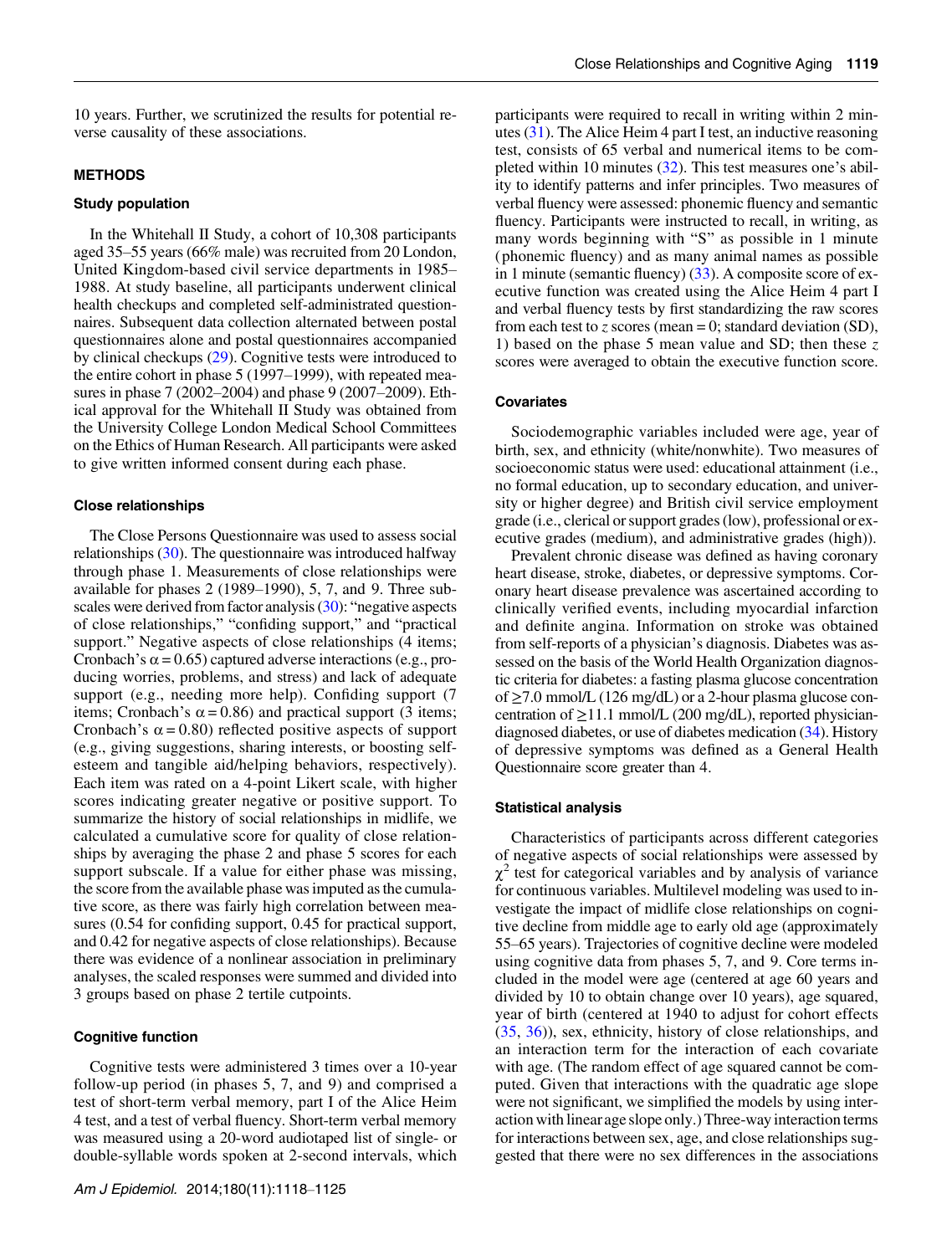10 years. Further, we scrutinized the results for potential reverse causality of these associations.

## METHODS

### Study population

In the Whitehall II Study, a cohort of 10,308 participants aged 35–55 years (66% male) was recruited from 20 London, United Kingdom-based civil service departments in 1985–1988. At study baseline, all participants underwent clinical health checkups and completed self-administrated questionnaires. Subsequent data collection alternated between postal questionnaires alone and postal questionnaires accompanied by clinical checkups (29). Cognitive tests were introduced to the entire cohort in phase 5 (1997–1999), with repeated measures in phase 7 (2002–2004) and phase 9 (2007–2009). Ethical approval for the Whitehall II Study was obtained from the University College London Medical School Committees on the Ethics of Human Research. All participants were asked to give written informed consent during each phase.

### Close relationships

The Close Persons Questionnaire was used to assess social relationships (30). The questionnaire was introduced halfway through phase 1. Measurements of close relationships were available for phases 2 (1989–1990), 5, 7, and 9. Three subscales were derived from factor analysis (30): "negative aspects of close relationships," "confiding support," and "practical support." Negative aspects of close relationships (4 items; Cronbach's $\alpha = 0.65$) captured adverse interactions (e.g., producing worries, problems, and stress) and lack of adequate support (e.g., needing more help). Confiding support (7 items; Cronbach's $\alpha = 0.86$) and practical support (3 items; Cronbach's $\alpha = 0.80$) reflected positive aspects of support (e.g., giving suggestions, sharing interests, or boosting self-esteem and tangible aid/helping behaviors, respectively). Each item was rated on a 4-point Likert scale, with higher scores indicating greater negative or positive support. To summarize the history of social relationships in midlife, we calculated a cumulative score for quality of close relationships by averaging the phase 2 and phase 5 scores for each support subscale. If a value for either phase was missing, the score from the available phase was imputed as the cumulative score, as there was fairly high correlation between measures (0.54 for confiding support, 0.45 for practical support, and 0.42 for negative aspects of close relationships). Because there was evidence of a nonlinear association in preliminary analyses, the scaled responses were summed and divided into 3 groups based on phase 2 tertile cutpoints.

### Cognitive function

Cognitive tests were administered 3 times over a 10-year follow-up period (in phases 5, 7, and 9) and comprised a test of short-term verbal memory, part I of the Alice Heim 4 test, and a test of verbal fluency. Short-term verbal memory was measured using a 20-word audiotaped list of single- or double-syllable words spoken at 2-second intervals, which participants were required to recall in writing within 2 minutes (31). The Alice Heim 4 part I test, an inductive reasoning test, consists of 65 verbal and numerical items to be completed within 10 minutes (32). This test measures one's ability to identify patterns and infer principles. Two measures of verbal fluency were assessed: phonemic fluency and semantic fluency. Participants were instructed to recall, in writing, as many words beginning with "S" as possible in 1 minute (phonemic fluency) and as many animal names as possible in 1 minute (semantic fluency) (33). A composite score of executive function was created using the Alice Heim 4 part I and verbal fluency tests by first standardizing the raw scores from each test to $z$ scores (mean = 0; standard deviation (SD), 1) based on the phase 5 mean value and SD; then these $z$ scores were averaged to obtain the executive function score.

### Covariates

Sociodemographic variables included were age, year of birth, sex, and ethnicity (white/nonwhite). Two measures of socioeconomic status were used: educational attainment (i.e., no formal education, up to secondary education, and university or higher degree) and British civil service employment grade (i.e., clerical or support grades (low), professional or executive grades (medium), and administrative grades (high)).

Prevalent chronic disease was defined as having coronary heart disease, stroke, diabetes, or depressive symptoms. Coronary heart disease prevalence was ascertained according to clinically verified events, including myocardial infarction and definite angina. Information on stroke was obtained from self-reports of a physician's diagnosis. Diabetes was assessed on the basis of the World Health Organization diagnostic criteria for diabetes: a fasting plasma glucose concentration of $\geq$7.0 mmol/L (126 mg/dL) or a 2-hour plasma glucose concentration of $\geq$11.1 mmol/L (200 mg/dL), reported physician-diagnosed diabetes, or use of diabetes medication (34). History of depressive symptoms was defined as a General Health Questionnaire score greater than 4.

### Statistical analysis

Characteristics of participants across different categories of negative aspects of social relationships were assessed by $\chi^2$ test for categorical variables and by analysis of variance for continuous variables. Multilevel modeling was used to investigate the impact of midlife close relationships on cognitive decline from middle age to early old age (approximately 55–65 years). Trajectories of cognitive decline were modeled using cognitive data from phases 5, 7, and 9. Core terms included in the model were age (centered at age 60 years and divided by 10 to obtain change over 10 years), age squared, year of birth (centered at 1940 to adjust for cohort effects (35, 36)), sex, ethnicity, history of close relationships, and an interaction term for the interaction of each covariate with age. (The random effect of age squared cannot be computed. Given that interactions with the quadratic age slope were not significant, we simplified the models by using interaction with linear age slope only.) Three-way interaction terms for interactions between sex, age, and close relationships suggested that there were no sex differences in the associations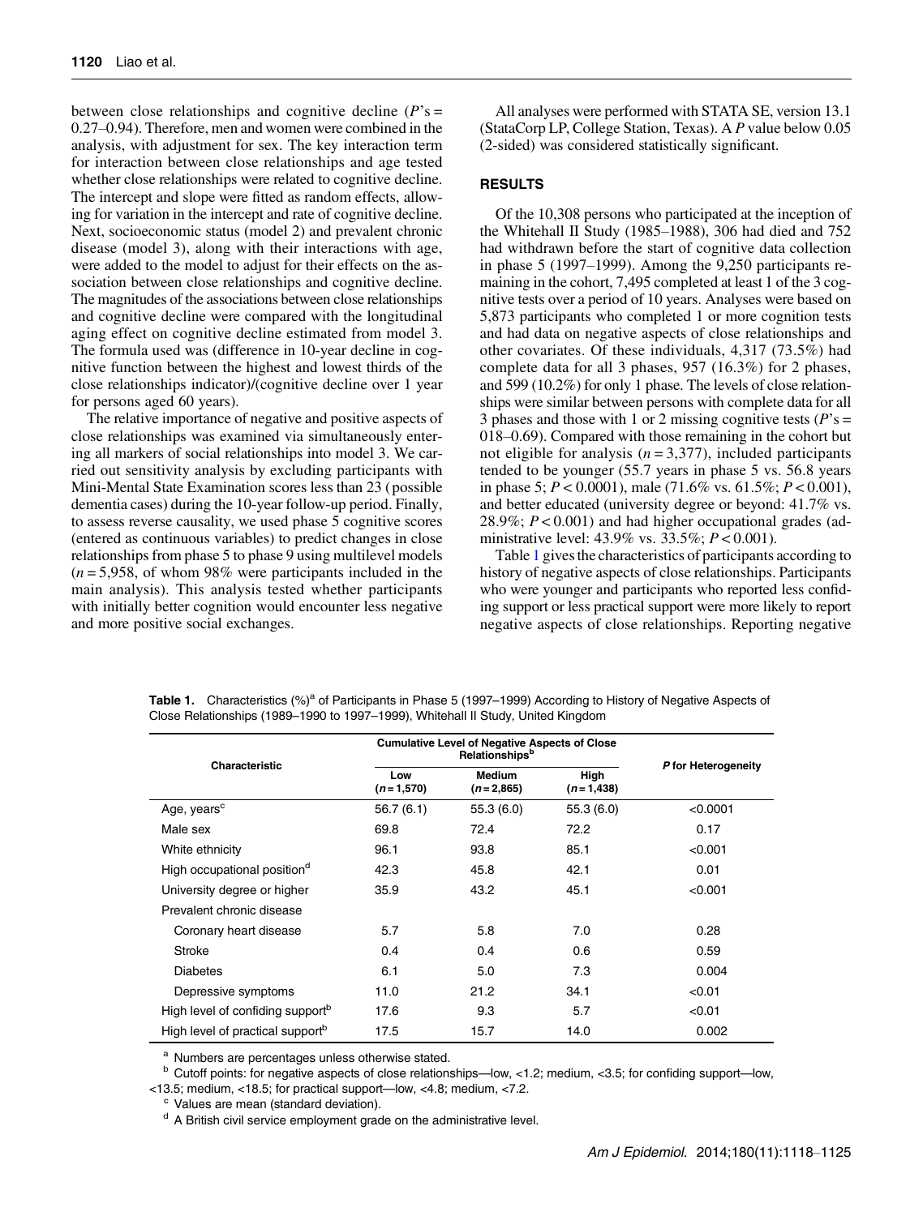between close relationships and cognitive decline ($P$'s = 0.27–0.94). Therefore, men and women were combined in the analysis, with adjustment for sex. The key interaction term for interaction between close relationships and age tested whether close relationships were related to cognitive decline. The intercept and slope were fitted as random effects, allowing for variation in the intercept and rate of cognitive decline. Next, socioeconomic status (model 2) and prevalent chronic disease (model 3), along with their interactions with age, were added to the model to adjust for their effects on the association between close relationships and cognitive decline. The magnitudes of the associations between close relationships and cognitive decline were compared with the longitudinal aging effect on cognitive decline estimated from model 3. The formula used was (difference in 10-year decline in cognitive function between the highest and lowest thirds of the close relationships indicator)/(cognitive decline over 1 year for persons aged 60 years).

The relative importance of negative and positive aspects of close relationships was examined via simultaneously entering all markers of social relationships into model 3. We carried out sensitivity analysis by excluding participants with Mini-Mental State Examination scores less than 23 (possible dementia cases) during the 10-year follow-up period. Finally, to assess reverse causality, we used phase 5 cognitive scores (entered as continuous variables) to predict changes in close relationships from phase 5 to phase 9 using multilevel models ($n$ = 5,958, of whom 98% were participants included in the main analysis). This analysis tested whether participants with initially better cognition would encounter less negative and more positive social exchanges.

All analyses were performed with STATA SE, version 13.1 (StataCorp LP, College Station, Texas). A $P$ value below 0.05 (2-sided) was considered statistically significant.

## RESULTS

Of the 10,308 persons who participated at the inception of the Whitehall II Study (1985–1988), 306 had died and 752 had withdrawn before the start of cognitive data collection in phase 5 (1997–1999). Among the 9,250 participants remaining in the cohort, 7,495 completed at least 1 of the 3 cognitive tests over a period of 10 years. Analyses were based on 5,873 participants who completed 1 or more cognition tests and had data on negative aspects of close relationships and other covariates. Of these individuals, 4,317 (73.5%) had complete data for all 3 phases, 957 (16.3%) for 2 phases, and 599 (10.2%) for only 1 phase. The levels of close relationships were similar between persons with complete data for all 3 phases and those with 1 or 2 missing cognitive tests ($P$'s = 018–0.69). Compared with those remaining in the cohort but not eligible for analysis ($n$ = 3,377), included participants tended to be younger (55.7 years in phase 5 vs. 56.8 years in phase 5; $P < 0.0001$), male (71.6% vs. 61.5%; $P < 0.001$), and better educated (university degree or beyond: 41.7% vs. 28.9%; $P < 0.001$) and had higher occupational grades (administrative level: 43.9% vs. 33.5%; $P < 0.001$).

Table 1 gives the characteristics of participants according to history of negative aspects of close relationships. Participants who were younger and participants who reported less confiding support or less practical support were more likely to report negative aspects of close relationships. Reporting negative

**Table 1.** Characteristics (%)[a] of Participants in Phase 5 (1997–1999) According to History of Negative Aspects of Close Relationships (1989–1990 to 1997–1999), Whitehall II Study, United Kingdom

| Characteristic | Cumulative Level of Negative Aspects of Close Relationships[b] | | | P for Heterogeneity |
|---|---|---|---|---|
| | Low ($n$ = 1,570) | Medium ($n$ = 2,865) | High ($n$ = 1,438) | |
| Age, years[c] | 56.7 (6.1) | 55.3 (6.0) | 55.3 (6.0) | <0.0001 |
| Male sex | 69.8 | 72.4 | 72.2 | 0.17 |
| White ethnicity | 96.1 | 93.8 | 85.1 | <0.001 |
| High occupational position[d] | 42.3 | 45.8 | 42.1 | 0.01 |
| University degree or higher | 35.9 | 43.2 | 45.1 | <0.001 |
| Prevalent chronic disease | | | | |
| Coronary heart disease | 5.7 | 5.8 | 7.0 | 0.28 |
| Stroke | 0.4 | 0.4 | 0.6 | 0.59 |
| Diabetes | 6.1 | 5.0 | 7.3 | 0.004 |
| Depressive symptoms | 11.0 | 21.2 | 34.1 | <0.01 |
| High level of confiding support[b] | 17.6 | 9.3 | 5.7 | <0.01 |
| High level of practical support[b] | 17.5 | 15.7 | 14.0 | 0.002 |

[a] Numbers are percentages unless otherwise stated.

[b] Cutoff points: for negative aspects of close relationships—low, <1.2; medium, <3.5; for confiding support—low, <13.5; medium, <18.5; for practical support—low, <4.8; medium, <7.2.

[c] Values are mean (standard deviation).

[d] A British civil service employment grade on the administrative level.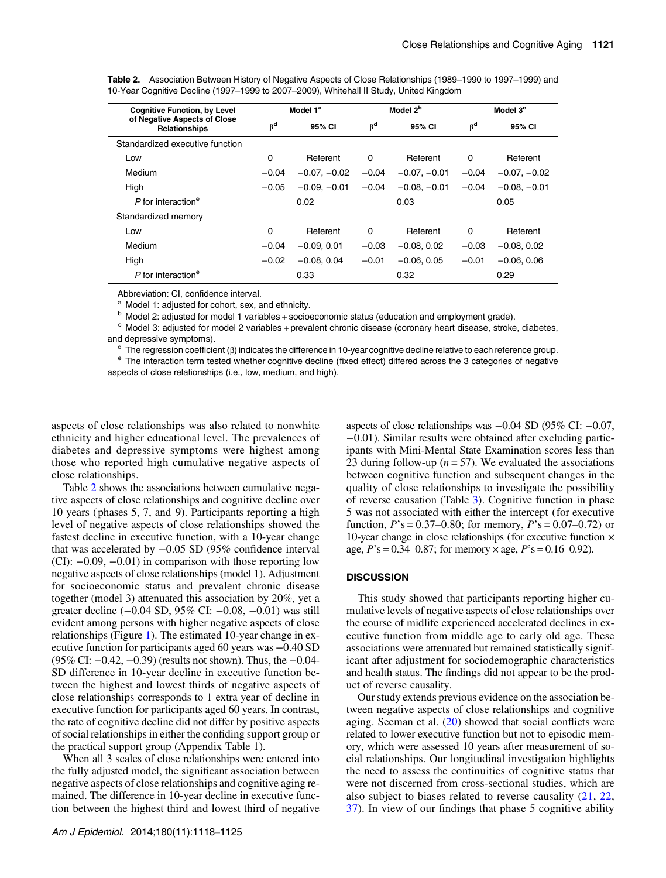**Table 2.** Association Between History of Negative Aspects of Close Relationships (1989–1990 to 1997–1999) and 10-Year Cognitive Decline (1997–1999 to 2007–2009), Whitehall II Study, United Kingdom

| Cognitive Function, by Level of Negative Aspects of Close Relationships | Model 1[a] | | Model 2[b] | | Model 3[c] | |
|---|---|---|---|---|---|---|
| | β[d] | 95% CI | β[d] | 95% CI | β[d] | 95% CI |
| Standardized executive function | | | | | | |
| Low | 0 | Referent | 0 | Referent | 0 | Referent |
| Medium | −0.04 | −0.07, −0.02 | −0.04 | −0.07, −0.01 | −0.04 | −0.07, −0.02 |
| High | −0.05 | −0.09, −0.01 | −0.04 | −0.08, −0.01 | −0.04 | −0.08, −0.01 |
| *P* for interaction[e] | | 0.02 | | 0.03 | | 0.05 |
| Standardized memory | | | | | | |
| Low | 0 | Referent | 0 | Referent | 0 | Referent |
| Medium | −0.04 | −0.09, 0.01 | −0.03 | −0.08, 0.02 | −0.03 | −0.08, 0.02 |
| High | −0.02 | −0.08, 0.04 | −0.01 | −0.06, 0.05 | −0.01 | −0.06, 0.06 |
| *P* for interaction[e] | | 0.33 | | 0.32 | | 0.29 |

Abbreviation: CI, confidence interval.
[a] Model 1: adjusted for cohort, sex, and ethnicity.
[b] Model 2: adjusted for model 1 variables + socioeconomic status (education and employment grade).
[c] Model 3: adjusted for model 2 variables + prevalent chronic disease (coronary heart disease, stroke, diabetes, and depressive symptoms).
[d] The regression coefficient (β) indicates the difference in 10-year cognitive decline relative to each reference group.
[e] The interaction term tested whether cognitive decline (fixed effect) differed across the 3 categories of negative aspects of close relationships (i.e., low, medium, and high).

aspects of close relationships was also related to nonwhite ethnicity and higher educational level. The prevalences of diabetes and depressive symptoms were highest among those who reported high cumulative negative aspects of close relationships.

Table 2 shows the associations between cumulative negative aspects of close relationships and cognitive decline over 10 years (phases 5, 7, and 9). Participants reporting a high level of negative aspects of close relationships showed the fastest decline in executive function, with a 10-year change that was accelerated by −0.05 SD (95% confidence interval (CI): −0.09, −0.01) in comparison with those reporting low negative aspects of close relationships (model 1). Adjustment for socioeconomic status and prevalent chronic disease together (model 3) attenuated this association by 20%, yet a greater decline (−0.04 SD, 95% CI: −0.08, −0.01) was still evident among persons with higher negative aspects of close relationships (Figure 1). The estimated 10-year change in executive function for participants aged 60 years was −0.40 SD (95% CI: −0.42, −0.39) (results not shown). Thus, the −0.04-SD difference in 10-year decline in executive function between the highest and lowest thirds of negative aspects of close relationships corresponds to 1 extra year of decline in executive function for participants aged 60 years. In contrast, the rate of cognitive decline did not differ by positive aspects of social relationships in either the confiding support group or the practical support group (Appendix Table 1).

When all 3 scales of close relationships were entered into the fully adjusted model, the significant association between negative aspects of close relationships and cognitive aging remained. The difference in 10-year decline in executive function between the highest third and lowest third of negative aspects of close relationships was −0.04 SD (95% CI: −0.07, −0.01). Similar results were obtained after excluding participants with Mini-Mental State Examination scores less than 23 during follow-up ($n = 57$). We evaluated the associations between cognitive function and subsequent changes in the quality of close relationships to investigate the possibility of reverse causation (Table 3). Cognitive function in phase 5 was not associated with either the intercept (for executive function, *P*'s = 0.37–0.80; for memory, *P*'s = 0.07–0.72) or 10-year change in close relationships (for executive function × age, *P*'s = 0.34–0.87; for memory × age, *P*'s = 0.16–0.92).

## DISCUSSION

This study showed that participants reporting higher cumulative levels of negative aspects of close relationships over the course of midlife experienced accelerated declines in executive function from middle age to early old age. These associations were attenuated but remained statistically significant after adjustment for sociodemographic characteristics and health status. The findings did not appear to be the product of reverse causality.

Our study extends previous evidence on the association between negative aspects of close relationships and cognitive aging. Seeman et al. (20) showed that social conflicts were related to lower executive function but not to episodic memory, which were assessed 10 years after measurement of social relationships. Our longitudinal investigation highlights the need to assess the continuities of cognitive status that were not discerned from cross-sectional studies, which are also subject to biases related to reverse causality (21, 22, 37). In view of our findings that phase 5 cognitive ability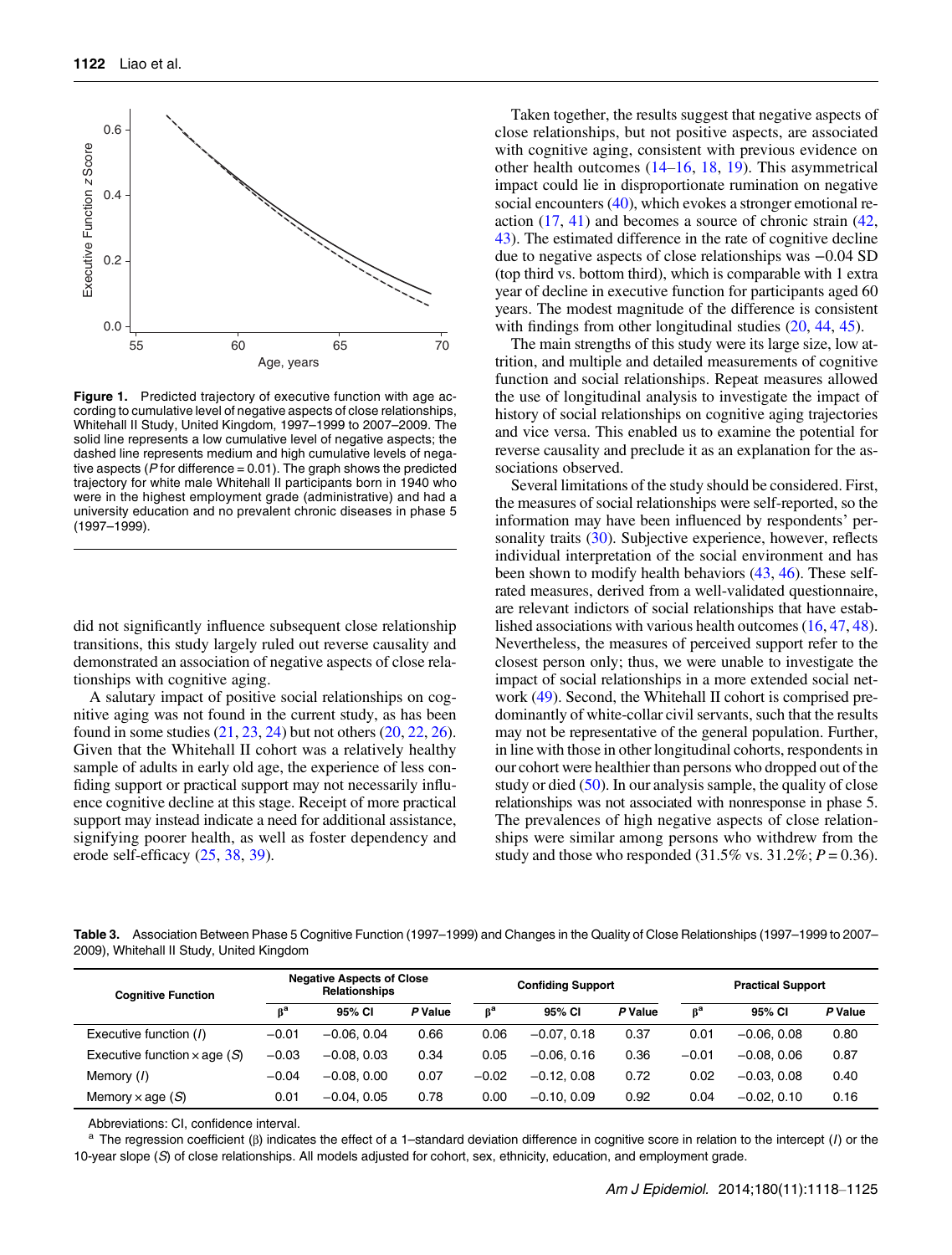**Figure 1.** Predicted trajectory of executive function with age according to cumulative level of negative aspects of close relationships, Whitehall II Study, United Kingdom, 1997–1999 to 2007–2009. The solid line represents a low cumulative level of negative aspects; the dashed line represents medium and high cumulative levels of negative aspects ($P$ for difference = 0.01). The graph shows the predicted trajectory for white male Whitehall II participants born in 1940 who were in the highest employment grade (administrative) and had a university education and no prevalent chronic diseases in phase 5 (1997–1999).

did not significantly influence subsequent close relationship transitions, this study largely ruled out reverse causality and demonstrated an association of negative aspects of close relationships with cognitive aging.

A salutary impact of positive social relationships on cognitive aging was not found in the current study, as has been found in some studies (21, 23, 24) but not others (20, 22, 26). Given that the Whitehall II cohort was a relatively healthy sample of adults in early old age, the experience of less confiding support or practical support may not necessarily influence cognitive decline at this stage. Receipt of more practical support may instead indicate a need for additional assistance, signifying poorer health, as well as foster dependency and erode self-efficacy (25, 38, 39).

Taken together, the results suggest that negative aspects of close relationships, but not positive aspects, are associated with cognitive aging, consistent with previous evidence on other health outcomes (14–16, 18, 19). This asymmetrical impact could lie in disproportionate rumination on negative social encounters (40), which evokes a stronger emotional reaction (17, 41) and becomes a source of chronic strain (42, 43). The estimated difference in the rate of cognitive decline due to negative aspects of close relationships was −0.04 SD (top third vs. bottom third), which is comparable with 1 extra year of decline in executive function for participants aged 60 years. The modest magnitude of the difference is consistent with findings from other longitudinal studies (20, 44, 45).

The main strengths of this study were its large size, low attrition, and multiple and detailed measurements of cognitive function and social relationships. Repeat measures allowed the use of longitudinal analysis to investigate the impact of history of social relationships on cognitive aging trajectories and vice versa. This enabled us to examine the potential for reverse causality and preclude it as an explanation for the associations observed.

Several limitations of the study should be considered. First, the measures of social relationships were self-reported, so the information may have been influenced by respondents' personality traits (30). Subjective experience, however, reflects individual interpretation of the social environment and has been shown to modify health behaviors (43, 46). These self-rated measures, derived from a well-validated questionnaire, are relevant indictors of social relationships that have established associations with various health outcomes (16, 47, 48). Nevertheless, the measures of perceived support refer to the closest person only; thus, we were unable to investigate the impact of social relationships in a more extended social network (49). Second, the Whitehall II cohort is comprised predominantly of white-collar civil servants, such that the results may not be representative of the general population. Further, in line with those in other longitudinal cohorts, respondents in our cohort were healthier than persons who dropped out of the study or died (50). In our analysis sample, the quality of close relationships was not associated with nonresponse in phase 5. The prevalences of high negative aspects of close relationships were similar among persons who withdrew from the study and those who responded (31.5% vs. 31.2%; $P = 0.36$).

**Table 3.** Association Between Phase 5 Cognitive Function (1997–1999) and Changes in the Quality of Close Relationships (1997–1999 to 2007–2009), Whitehall II Study, United Kingdom

| Cognitive Function | Negative Aspects of Close Relationships | | | Confiding Support | | | Practical Support | | |
|---|---|---|---|---|---|---|---|---|---|
| | β[a] | 95% CI | *P* Value | β[a] | 95% CI | *P* Value | β[a] | 95% CI | *P* Value |
| Executive function (*I*) | −0.01 | −0.06, 0.04 | 0.66 | 0.06 | −0.07, 0.18 | 0.37 | 0.01 | −0.06, 0.08 | 0.80 |
| Executive function × age (*S*) | −0.03 | −0.08, 0.03 | 0.34 | 0.05 | −0.06, 0.16 | 0.36 | −0.01 | −0.08, 0.06 | 0.87 |
| Memory (*I*) | −0.04 | −0.08, 0.00 | 0.07 | −0.02 | −0.12, 0.08 | 0.72 | 0.02 | −0.03, 0.08 | 0.40 |
| Memory × age (*S*) | 0.01 | −0.04, 0.05 | 0.78 | 0.00 | −0.10, 0.09 | 0.92 | 0.04 | −0.02, 0.10 | 0.16 |

Abbreviations: CI, confidence interval.

[a] The regression coefficient (β) indicates the effect of a 1–standard deviation difference in cognitive score in relation to the intercept (*I*) or the 10-year slope (*S*) of close relationships. All models adjusted for cohort, sex, ethnicity, education, and employment grade.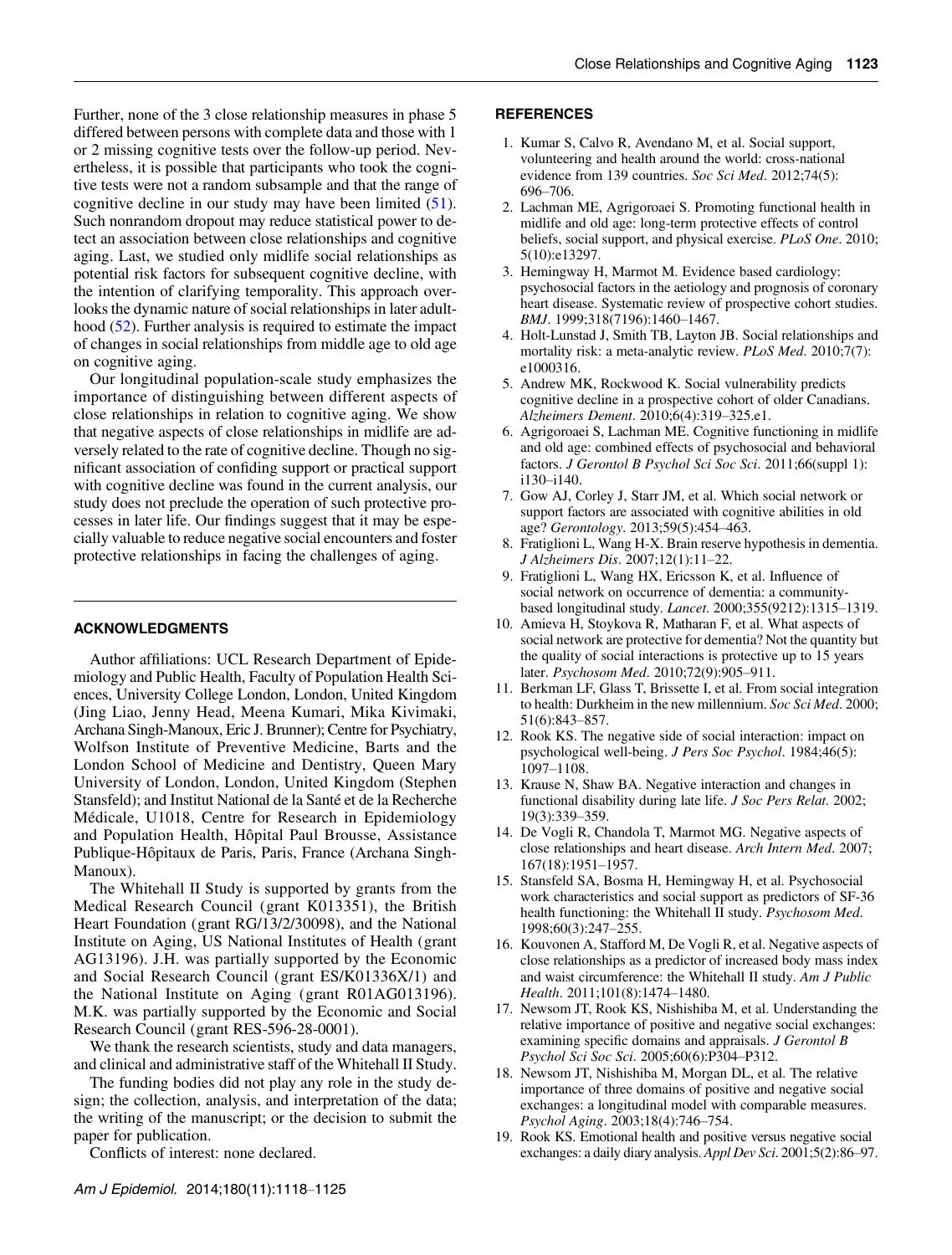Further, none of the 3 close relationship measures in phase 5 differed between persons with complete data and those with 1 or 2 missing cognitive tests over the follow-up period. Nevertheless, it is possible that participants who took the cognitive tests were not a random subsample and that the range of cognitive decline in our study may have been limited (51). Such nonrandom dropout may reduce statistical power to detect an association between close relationships and cognitive aging. Last, we studied only midlife social relationships as potential risk factors for subsequent cognitive decline, with the intention of clarifying temporality. This approach overlooks the dynamic nature of social relationships in later adulthood (52). Further analysis is required to estimate the impact of changes in social relationships from middle age to old age on cognitive aging.

Our longitudinal population-scale study emphasizes the importance of distinguishing between different aspects of close relationships in relation to cognitive aging. We show that negative aspects of close relationships in midlife are adversely related to the rate of cognitive decline. Though no significant association of confiding support or practical support with cognitive decline was found in the current analysis, our study does not preclude the operation of such protective processes in later life. Our findings suggest that it may be especially valuable to reduce negative social encounters and foster protective relationships in facing the challenges of aging.

## ACKNOWLEDGMENTS

Author affiliations: UCL Research Department of Epidemiology and Public Health, Faculty of Population Health Sciences, University College London, London, United Kingdom (Jing Liao, Jenny Head, Meena Kumari, Mika Kivimaki, Archana Singh-Manoux, Eric J. Brunner); Centre for Psychiatry, Wolfson Institute of Preventive Medicine, Barts and the London School of Medicine and Dentistry, Queen Mary University of London, London, United Kingdom (Stephen Stansfeld); and Institut National de la Santé et de la Recherche Médicale, U1018, Centre for Research in Epidemiology and Population Health, Hôpital Paul Brousse, Assistance Publique-Hôpitaux de Paris, Paris, France (Archana Singh-Manoux).

The Whitehall II Study is supported by grants from the Medical Research Council (grant K013351), the British Heart Foundation (grant RG/13/2/30098), and the National Institute on Aging, US National Institutes of Health (grant AG13196). J.H. was partially supported by the Economic and Social Research Council (grant ES/K01336X/1) and the National Institute on Aging (grant R01AG013196). M.K. was partially supported by the Economic and Social Research Council (grant RES-596-28-0001).

We thank the research scientists, study and data managers, and clinical and administrative staff of the Whitehall II Study.

The funding bodies did not play any role in the study design; the collection, analysis, and interpretation of the data; the writing of the manuscript; or the decision to submit the paper for publication.

Conflicts of interest: none declared.

## REFERENCES

1. Kumar S, Calvo R, Avendano M, et al. Social support, volunteering and health around the world: cross-national evidence from 139 countries. *Soc Sci Med*. 2012;74(5):696–706.
2. Lachman ME, Agrigoroaei S. Promoting functional health in midlife and old age: long-term protective effects of control beliefs, social support, and physical exercise. *PLoS One*. 2010;5(10):e13297.
3. Hemingway H, Marmot M. Evidence based cardiology: psychosocial factors in the aetiology and prognosis of coronary heart disease. Systematic review of prospective cohort studies. *BMJ*. 1999;318(7196):1460–1467.
4. Holt-Lunstad J, Smith TB, Layton JB. Social relationships and mortality risk: a meta-analytic review. *PLoS Med*. 2010;7(7):e1000316.
5. Andrew MK, Rockwood K. Social vulnerability predicts cognitive decline in a prospective cohort of older Canadians. *Alzheimers Dement*. 2010;6(4):319–325.e1.
6. Agrigoroaei S, Lachman ME. Cognitive functioning in midlife and old age: combined effects of psychosocial and behavioral factors. *J Gerontol B Psychol Sci Soc Sci*. 2011;66(suppl 1):i130–i140.
7. Gow AJ, Corley J, Starr JM, et al. Which social network or support factors are associated with cognitive abilities in old age? *Gerontology*. 2013;59(5):454–463.
8. Fratiglioni L, Wang H-X. Brain reserve hypothesis in dementia. *J Alzheimers Dis*. 2007;12(1):11–22.
9. Fratiglioni L, Wang HX, Ericsson K, et al. Influence of social network on occurrence of dementia: a community-based longitudinal study. *Lancet*. 2000;355(9212):1315–1319.
10. Amieva H, Stoykova R, Matharan F, et al. What aspects of social network are protective for dementia? Not the quantity but the quality of social interactions is protective up to 15 years later. *Psychosom Med*. 2010;72(9):905–911.
11. Berkman LF, Glass T, Brissette I, et al. From social integration to health: Durkheim in the new millennium. *Soc Sci Med*. 2000;51(6):843–857.
12. Rook KS. The negative side of social interaction: impact on psychological well-being. *J Pers Soc Psychol*. 1984;46(5):1097–1108.
13. Krause N, Shaw BA. Negative interaction and changes in functional disability during late life. *J Soc Pers Relat*. 2002;19(3):339–359.
14. De Vogli R, Chandola T, Marmot MG. Negative aspects of close relationships and heart disease. *Arch Intern Med*. 2007;167(18):1951–1957.
15. Stansfeld SA, Bosma H, Hemingway H, et al. Psychosocial work characteristics and social support as predictors of SF-36 health functioning: the Whitehall II study. *Psychosom Med*. 1998;60(3):247–255.
16. Kouvonen A, Stafford M, De Vogli R, et al. Negative aspects of close relationships as a predictor of increased body mass index and waist circumference: the Whitehall II study. *Am J Public Health*. 2011;101(8):1474–1480.
17. Newsom JT, Rook KS, Nishishiba M, et al. Understanding the relative importance of positive and negative social exchanges: examining specific domains and appraisals. *J Gerontol B Psychol Sci Soc Sci*. 2005;60(6):P304–P312.
18. Newsom JT, Nishishiba M, Morgan DL, et al. The relative importance of three domains of positive and negative social exchanges: a longitudinal model with comparable measures. *Psychol Aging*. 2003;18(4):746–754.
19. Rook KS. Emotional health and positive versus negative social exchanges: a daily diary analysis. *Appl Dev Sci*. 2001;5(2):86–97.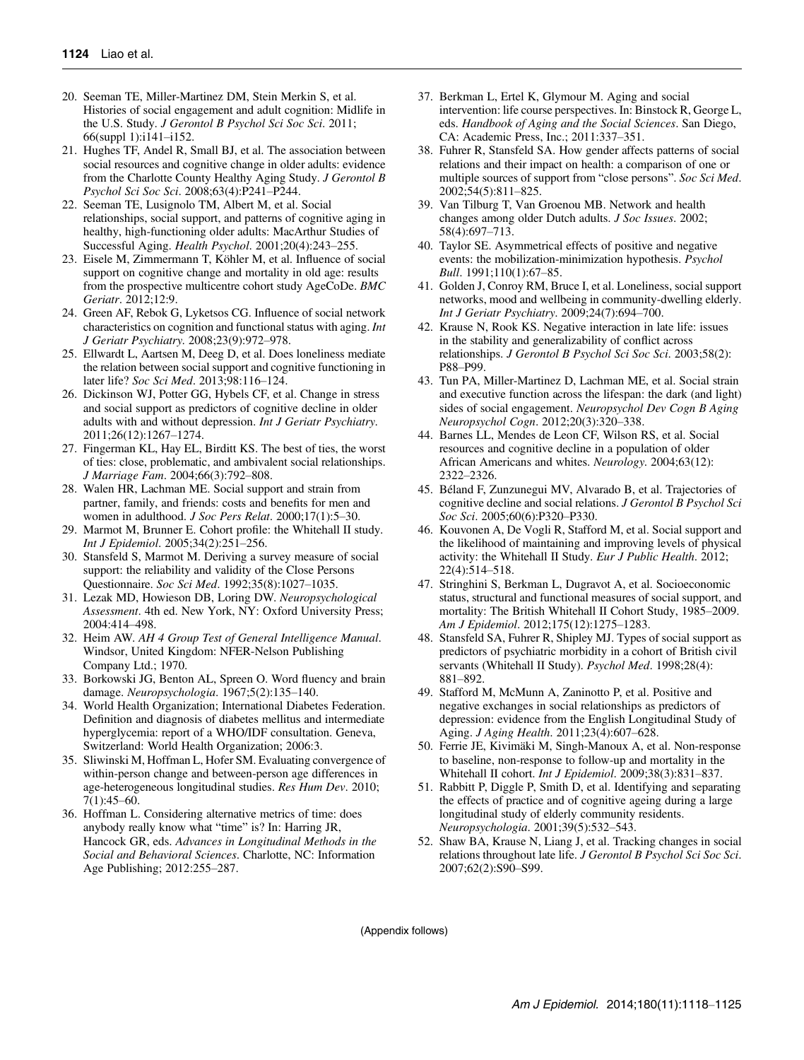20. Seeman TE, Miller-Martinez DM, Stein Merkin S, et al. Histories of social engagement and adult cognition: Midlife in the U.S. Study. *J Gerontol B Psychol Sci Soc Sci*. 2011; 66(suppl 1):i141–i152.
21. Hughes TF, Andel R, Small BJ, et al. The association between social resources and cognitive change in older adults: evidence from the Charlotte County Healthy Aging Study. *J Gerontol B Psychol Sci Soc Sci*. 2008;63(4):P241–P244.
22. Seeman TE, Lusignolo TM, Albert M, et al. Social relationships, social support, and patterns of cognitive aging in healthy, high-functioning older adults: MacArthur Studies of Successful Aging. *Health Psychol*. 2001;20(4):243–255.
23. Eisele M, Zimmermann T, Köhler M, et al. Influence of social support on cognitive change and mortality in old age: results from the prospective multicentre cohort study AgeCoDe. *BMC Geriatr*. 2012;12:9.
24. Green AF, Rebok G, Lyketsos CG. Influence of social network characteristics on cognition and functional status with aging. *Int J Geriatr Psychiatry*. 2008;23(9):972–978.
25. Ellwardt L, Aartsen M, Deeg D, et al. Does loneliness mediate the relation between social support and cognitive functioning in later life? *Soc Sci Med*. 2013;98:116–124.
26. Dickinson WJ, Potter GG, Hybels CF, et al. Change in stress and social support as predictors of cognitive decline in older adults with and without depression. *Int J Geriatr Psychiatry*. 2011;26(12):1267–1274.
27. Fingerman KL, Hay EL, Birditt KS. The best of ties, the worst of ties: close, problematic, and ambivalent social relationships. *J Marriage Fam*. 2004;66(3):792–808.
28. Walen HR, Lachman ME. Social support and strain from partner, family, and friends: costs and benefits for men and women in adulthood. *J Soc Pers Relat*. 2000;17(1):5–30.
29. Marmot M, Brunner E. Cohort profile: the Whitehall II study. *Int J Epidemiol*. 2005;34(2):251–256.
30. Stansfeld S, Marmot M. Deriving a survey measure of social support: the reliability and validity of the Close Persons Questionnaire. *Soc Sci Med*. 1992;35(8):1027–1035.
31. Lezak MD, Howieson DB, Loring DW. *Neuropsychological Assessment*. 4th ed. New York, NY: Oxford University Press; 2004:414–498.
32. Heim AW. *AH 4 Group Test of General Intelligence Manual*. Windsor, United Kingdom: NFER-Nelson Publishing Company Ltd.; 1970.
33. Borkowski JG, Benton AL, Spreen O. Word fluency and brain damage. *Neuropsychologia*. 1967;5(2):135–140.
34. World Health Organization; International Diabetes Federation. Definition and diagnosis of diabetes mellitus and intermediate hyperglycemia: report of a WHO/IDF consultation. Geneva, Switzerland: World Health Organization; 2006:3.
35. Sliwinski M, Hoffman L, Hofer SM. Evaluating convergence of within-person change and between-person age differences in age-heterogeneous longitudinal studies. *Res Hum Dev*. 2010; 7(1):45–60.
36. Hoffman L. Considering alternative metrics of time: does anybody really know what "time" is? In: Harring JR, Hancock GR, eds. *Advances in Longitudinal Methods in the Social and Behavioral Sciences*. Charlotte, NC: Information Age Publishing; 2012:255–287.
37. Berkman L, Ertel K, Glymour M. Aging and social intervention: life course perspectives. In: Binstock R, George L, eds. *Handbook of Aging and the Social Sciences*. San Diego, CA: Academic Press, Inc.; 2011:337–351.
38. Fuhrer R, Stansfeld SA. How gender affects patterns of social relations and their impact on health: a comparison of one or multiple sources of support from "close persons". *Soc Sci Med*. 2002;54(5):811–825.
39. Van Tilburg T, Van Groenou MB. Network and health changes among older Dutch adults. *J Soc Issues*. 2002; 58(4):697–713.
40. Taylor SE. Asymmetrical effects of positive and negative events: the mobilization-minimization hypothesis. *Psychol Bull*. 1991;110(1):67–85.
41. Golden J, Conroy RM, Bruce I, et al. Loneliness, social support networks, mood and wellbeing in community-dwelling elderly. *Int J Geriatr Psychiatry*. 2009;24(7):694–700.
42. Krause N, Rook KS. Negative interaction in late life: issues in the stability and generalizability of conflict across relationships. *J Gerontol B Psychol Sci Soc Sci*. 2003;58(2): P88–P99.
43. Tun PA, Miller-Martinez D, Lachman ME, et al. Social strain and executive function across the lifespan: the dark (and light) sides of social engagement. *Neuropsychol Dev Cogn B Aging Neuropsychol Cogn*. 2012;20(3):320–338.
44. Barnes LL, Mendes de Leon CF, Wilson RS, et al. Social resources and cognitive decline in a population of older African Americans and whites. *Neurology*. 2004;63(12): 2322–2326.
45. Béland F, Zunzunegui MV, Alvarado B, et al. Trajectories of cognitive decline and social relations. *J Gerontol B Psychol Sci Soc Sci*. 2005;60(6):P320–P330.
46. Kouvonen A, De Vogli R, Stafford M, et al. Social support and the likelihood of maintaining and improving levels of physical activity: the Whitehall II Study. *Eur J Public Health*. 2012; 22(4):514–518.
47. Stringhini S, Berkman L, Dugravot A, et al. Socioeconomic status, structural and functional measures of social support, and mortality: The British Whitehall II Cohort Study, 1985–2009. *Am J Epidemiol*. 2012;175(12):1275–1283.
48. Stansfeld SA, Fuhrer R, Shipley MJ. Types of social support as predictors of psychiatric morbidity in a cohort of British civil servants (Whitehall II Study). *Psychol Med*. 1998;28(4): 881–892.
49. Stafford M, McMunn A, Zaninotto P, et al. Positive and negative exchanges in social relationships as predictors of depression: evidence from the English Longitudinal Study of Aging. *J Aging Health*. 2011;23(4):607–628.
50. Ferrie JE, Kivimäki M, Singh-Manoux A, et al. Non-response to baseline, non-response to follow-up and mortality in the Whitehall II cohort. *Int J Epidemiol*. 2009;38(3):831–837.
51. Rabbitt P, Diggle P, Smith D, et al. Identifying and separating the effects of practice and of cognitive ageing during a large longitudinal study of elderly community residents. *Neuropsychologia*. 2001;39(5):532–543.
52. Shaw BA, Krause N, Liang J, et al. Tracking changes in social relations throughout late life. *J Gerontol B Psychol Sci Soc Sci*. 2007;62(2):S90–S99.

(Appendix follows)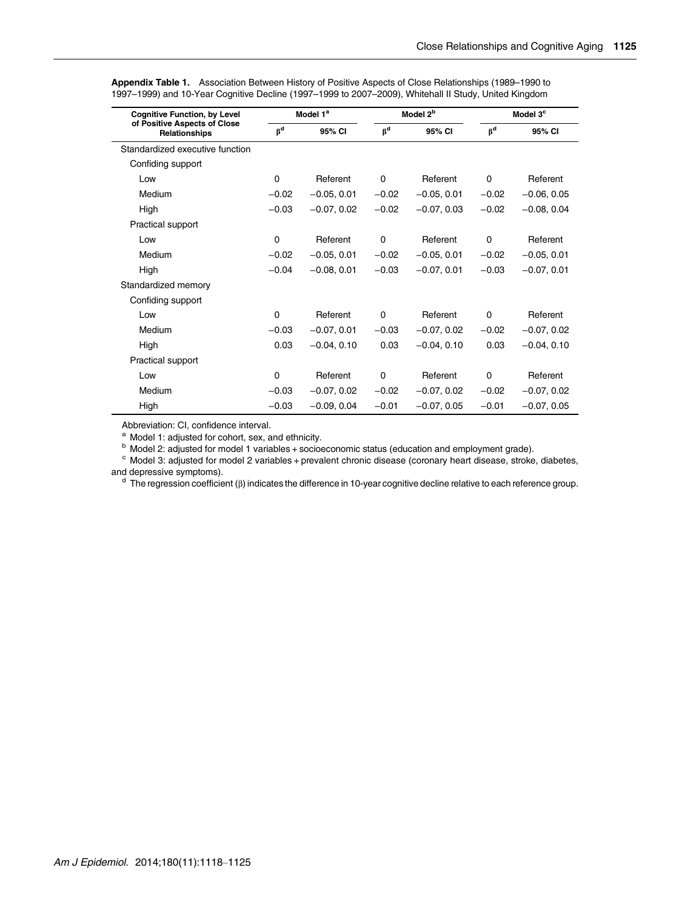**Appendix Table 1.** Association Between History of Positive Aspects of Close Relationships (1989–1990 to 1997–1999) and 10-Year Cognitive Decline (1997–1999 to 2007–2009), Whitehall II Study, United Kingdom

| Cognitive Function, by Level of Positive Aspects of Close Relationships | Model 1[a] | | Model 2[b] | | Model 3[c] | |
|---|---|---|---|---|---|---|
| | β[d] | 95% CI | β[d] | 95% CI | β[d] | 95% CI |
| Standardized executive function | | | | | | |
| Confiding support | | | | | | |
| Low | 0 | Referent | 0 | Referent | 0 | Referent |
| Medium | −0.02 | −0.05, 0.01 | −0.02 | −0.05, 0.01 | −0.02 | −0.06, 0.05 |
| High | −0.03 | −0.07, 0.02 | −0.02 | −0.07, 0.03 | −0.02 | −0.08, 0.04 |
| Practical support | | | | | | |
| Low | 0 | Referent | 0 | Referent | 0 | Referent |
| Medium | −0.02 | −0.05, 0.01 | −0.02 | −0.05, 0.01 | −0.02 | −0.05, 0.01 |
| High | −0.04 | −0.08, 0.01 | −0.03 | −0.07, 0.01 | −0.03 | −0.07, 0.01 |
| Standardized memory | | | | | | |
| Confiding support | | | | | | |
| Low | 0 | Referent | 0 | Referent | 0 | Referent |
| Medium | −0.03 | −0.07, 0.01 | −0.03 | −0.07, 0.02 | −0.02 | −0.07, 0.02 |
| High | 0.03 | −0.04, 0.10 | 0.03 | −0.04, 0.10 | 0.03 | −0.04, 0.10 |
| Practical support | | | | | | |
| Low | 0 | Referent | 0 | Referent | 0 | Referent |
| Medium | −0.03 | −0.07, 0.02 | −0.02 | −0.07, 0.02 | −0.02 | −0.07, 0.02 |
| High | −0.03 | −0.09, 0.04 | −0.01 | −0.07, 0.05 | −0.01 | −0.07, 0.05 |

Abbreviation: CI, confidence interval.

[a] Model 1: adjusted for cohort, sex, and ethnicity.

[b] Model 2: adjusted for model 1 variables + socioeconomic status (education and employment grade).

[c] Model 3: adjusted for model 2 variables + prevalent chronic disease (coronary heart disease, stroke, diabetes, and depressive symptoms).

[d] The regression coefficient (β) indicates the difference in 10-year cognitive decline relative to each reference group.